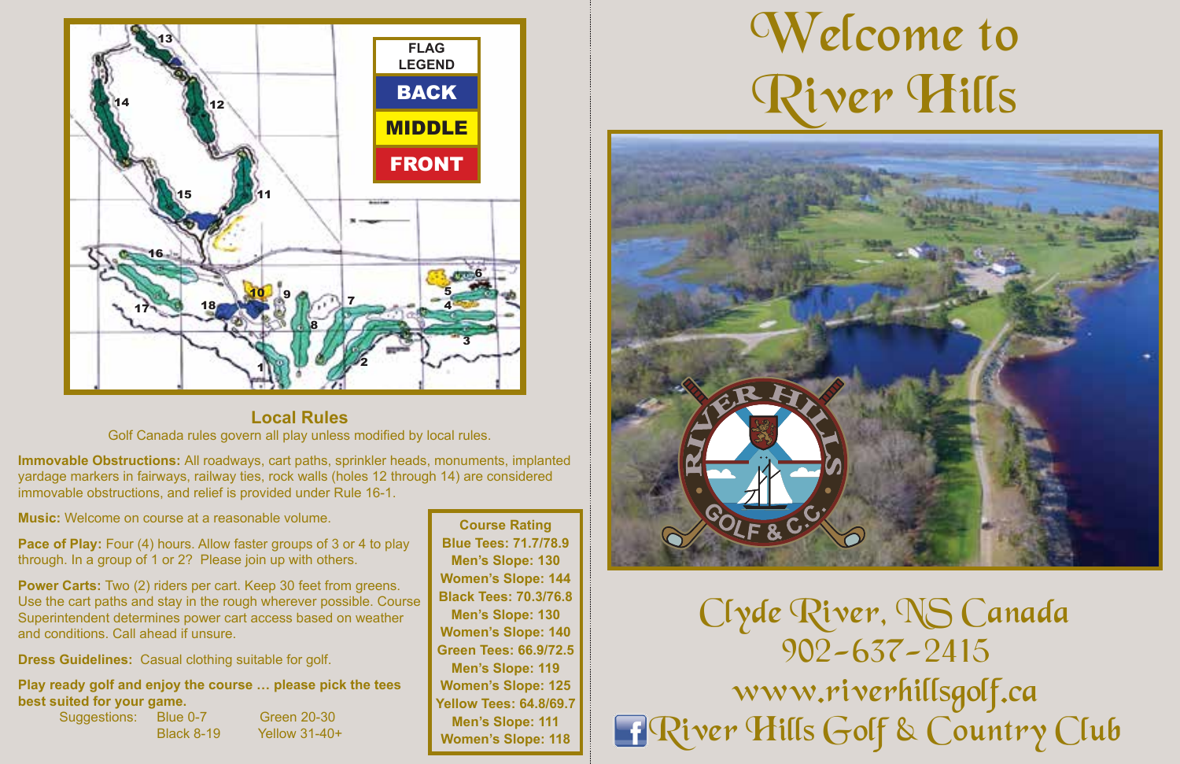**FLAG LEGEND**

- BACK
- MIDDLE
- FRONT

## Local Rules

Golf Canada rules govern all play unless modified by local rules.

**Immovable Obstructions:** All roadways, cart paths, sprinkler heads, monuments, implanted yardage markers in fairways, railway ties, rock walls (holes 12 through 14) are considered immovable obstructions, and relief is provided under Rule 16-1.

**Music:** Welcome on course at a reasonable volume.

**Pace of Play:** Four (4) hours. Allow faster groups of 3 or 4 to play through. In a group of 1 or 2? Please join up with others.

**Power Carts:** Two (2) riders per cart. Keep 30 feet from greens. Use the cart paths and stay in the rough wherever possible. Course Superintendent determines power cart access based on weather and conditions. Call ahead if unsure.

**Dress Guidelines:** Casual clothing suitable for golf.

**Play ready golf and enjoy the course … please pick the tees best suited for your game.**

Suggestions: Blue 0-7, Black 8-19, Green 20-30, Yellow 31-40+

**Course Rating**

**Blue Tees: 71.7/78.9**
**Men's Slope: 130**
**Women's Slope: 144**

**Black Tees: 70.3/76.8**
**Men's Slope: 130**
**Women's Slope: 140**

**Green Tees: 66.9/72.5**
**Men's Slope: 119**
**Women's Slope: 125**

**Yellow Tees: 64.8/69.7**
**Men's Slope: 111**
**Women's Slope: 118**

# Welcome to River Hills

RIVER HILLS GOLF & C.C.

Clyde River, NS Canada
902-637-2415
www.riverhillsgolf.ca
River Hills Golf & Country Club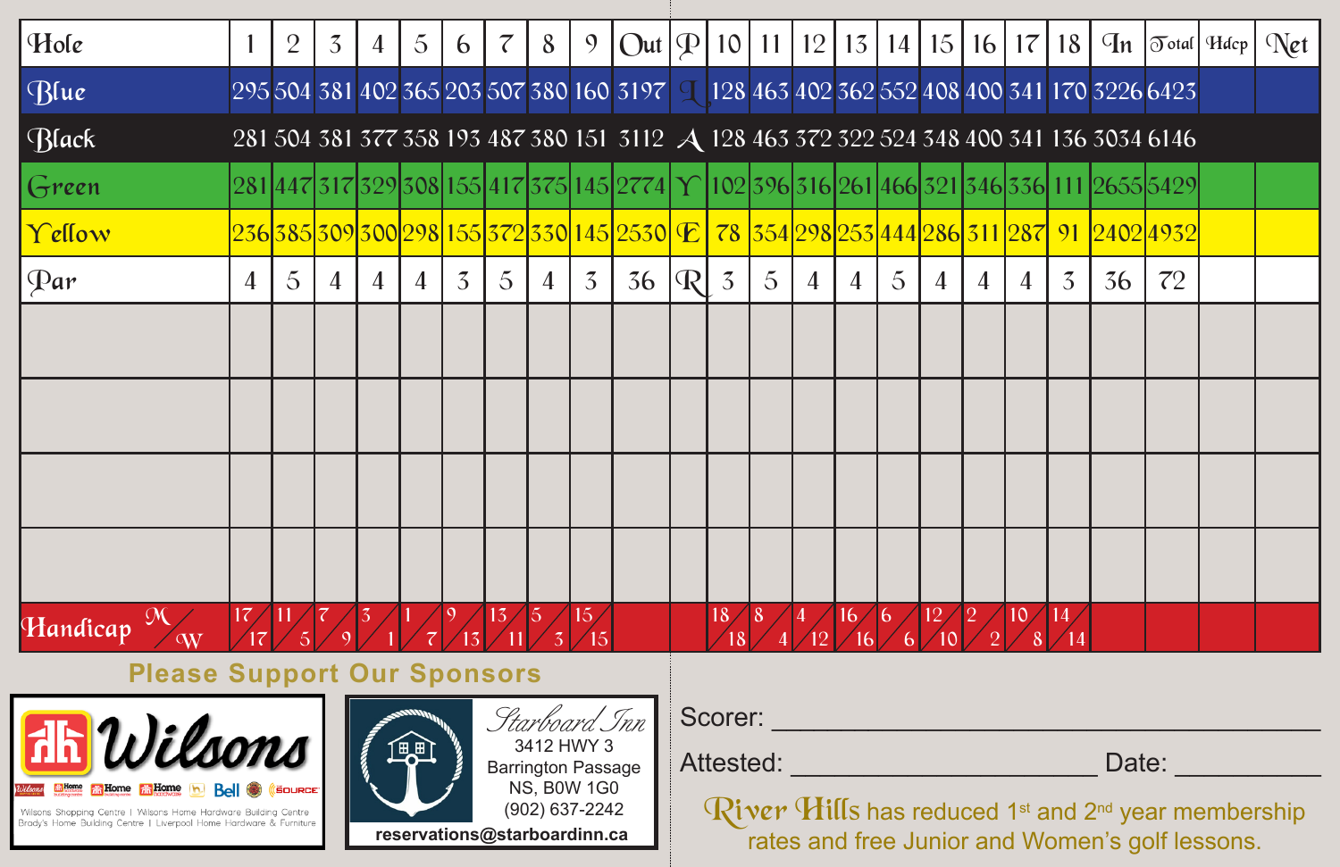| Hole | 1 | 2 | 3 | 4 | 5 | 6 | 7 | 8 | 9 | Out | | 10 | 11 | 12 | 13 | 14 | 15 | 16 | 17 | 18 | In | Total | Hdcp | Net |
|---|---|---|---|---|---|---|---|---|---|---|---|---|---|---|---|---|---|---|---|---|---|---|---|---|
| Blue | 295 | 504 | 381 | 402 | 365 | 203 | 507 | 380 | 160 | 3197 | P | 128 | 463 | 402 | 362 | 552 | 408 | 400 | 341 | 170 | 3226 | 6423 | | |
| Black | 281 | 504 | 381 | 377 | 358 | 193 | 487 | 380 | 151 | 3112 | L | 128 | 463 | 372 | 322 | 524 | 348 | 400 | 341 | 136 | 3034 | 6146 | | |
| Green | 281 | 447 | 317 | 329 | 308 | 155 | 417 | 375 | 145 | 2774 | A | 102 | 396 | 316 | 261 | 466 | 321 | 346 | 336 | 111 | 2655 | 5429 | | |
| Yellow | 236 | 385 | 309 | 300 | 298 | 155 | 372 | 330 | 145 | 2530 | Y | 78 | 354 | 298 | 253 | 444 | 286 | 311 | 287 | 91 | 2402 | 4932 | | |
| Par | 4 | 5 | 4 | 4 | 4 | 3 | 5 | 4 | 3 | 36 | E | 3 | 5 | 4 | 4 | 5 | 4 | 4 | 4 | 3 | 36 | 72 | | |
| | | | | | | | | | | | R | | | | | | | | | | | | | |
| | | | | | | | | | | | | | | | | | | | | | | | | |
| | | | | | | | | | | | | | | | | | | | | | | | | |
| | | | | | | | | | | | | | | | | | | | | | | | | |
| Handicap M/W | 17/17 | 11/5 | 7/9 | 3/1 | 1/7 | 9/13 | 13/11 | 5/3 | 15/15 | | | 18/18 | 8/4 | 4/12 | 16/16 | 6/6 | 12/10 | 2/2 | 10/8 | 14/14 | | | | |

Please Support Our Sponsors

**Wilsons**

Wilsons Shopping Centre | Wilsons Home Hardware Building Centre
Brady's Home Building Centre | Liverpool Home Hardware & Furniture

**Starboard Inn**
3412 HWY 3
Barrington Passage
NS, B0W 1G0
(902) 637-2242
reservations@starboardinn.ca

Scorer: ______________________

Attested: ______________________ Date: __________

River Hills has reduced 1st and 2nd year membership rates and free Junior and Women's golf lessons.